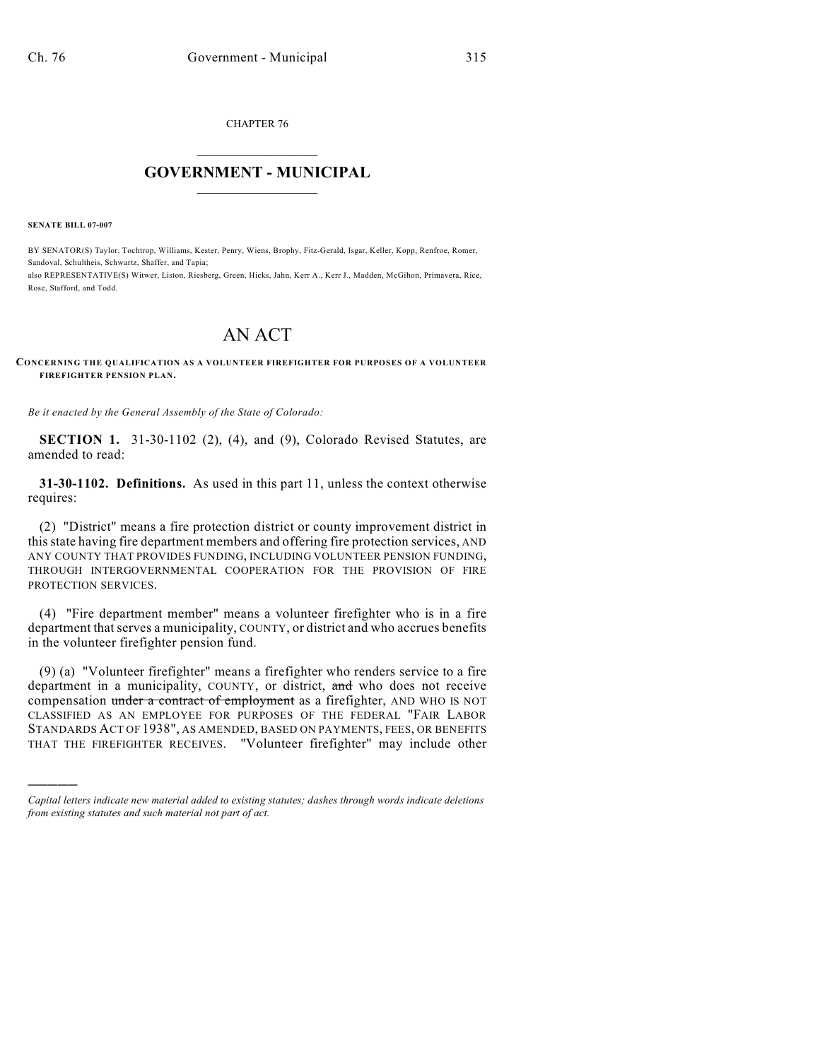CHAPTER 76

# GOVERNMENT - MUNICIPAL

**SENATE BILL 07-007**

BY SENATOR(S) Taylor, Tochtrop, Williams, Kester, Penry, Wiens, Brophy, Fitz-Gerald, Isgar, Keller, Kopp, Renfroe, Romer, Sandoval, Schultheis, Schwartz, Shaffer, and Tapia;
also REPRESENTATIVE(S) Witwer, Liston, Riesberg, Green, Hicks, Jahn, Kerr A., Kerr J., Madden, McGihon, Primavera, Rice, Rose, Stafford, and Todd.

# AN ACT

**CONCERNING THE QUALIFICATION AS A VOLUNTEER FIREFIGHTER FOR PURPOSES OF A VOLUNTEER FIREFIGHTER PENSION PLAN.**

*Be it enacted by the General Assembly of the State of Colorado:*

**SECTION 1.** 31-30-1102 (2), (4), and (9), Colorado Revised Statutes, are amended to read:

**31-30-1102. Definitions.** As used in this part 11, unless the context otherwise requires:

(2) "District" means a fire protection district or county improvement district in this state having fire department members and offering fire protection services, AND ANY COUNTY THAT PROVIDES FUNDING, INCLUDING VOLUNTEER PENSION FUNDING, THROUGH INTERGOVERNMENTAL COOPERATION FOR THE PROVISION OF FIRE PROTECTION SERVICES.

(4) "Fire department member" means a volunteer firefighter who is in a fire department that serves a municipality, COUNTY, or district and who accrues benefits in the volunteer firefighter pension fund.

(9) (a) "Volunteer firefighter" means a firefighter who renders service to a fire department in a municipality, COUNTY, or district, ~~and~~ who does not receive compensation ~~under a contract of employment~~ as a firefighter, AND WHO IS NOT CLASSIFIED AS AN EMPLOYEE FOR PURPOSES OF THE FEDERAL "FAIR LABOR STANDARDS ACT OF 1938", AS AMENDED, BASED ON PAYMENTS, FEES, OR BENEFITS THAT THE FIREFIGHTER RECEIVES. "Volunteer firefighter" may include other

---

*Capital letters indicate new material added to existing statutes; dashes through words indicate deletions from existing statutes and such material not part of act.*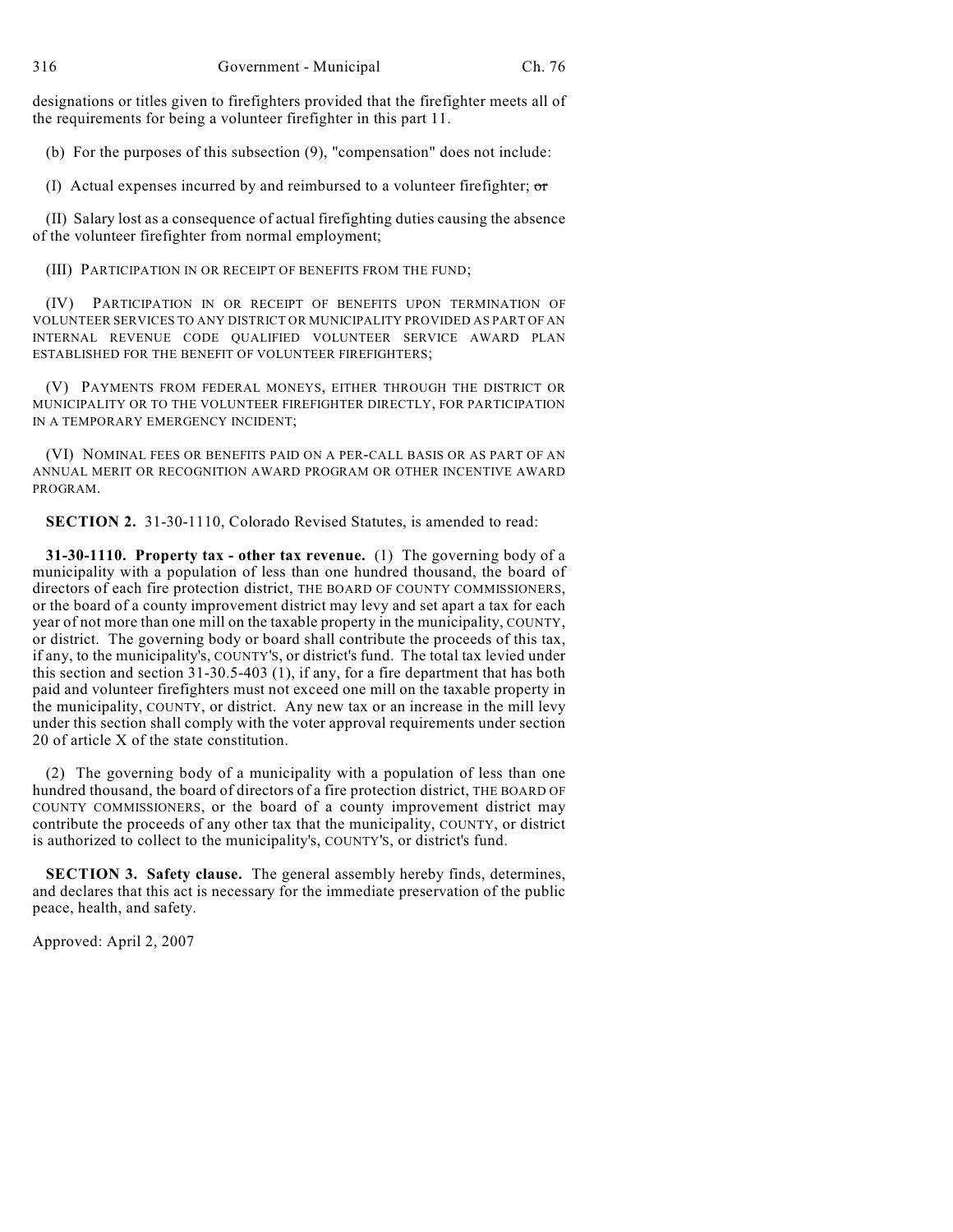designations or titles given to firefighters provided that the firefighter meets all of the requirements for being a volunteer firefighter in this part 11.

(b) For the purposes of this subsection (9), "compensation" does not include:

(I) Actual expenses incurred by and reimbursed to a volunteer firefighter; ~~or~~

(II) Salary lost as a consequence of actual firefighting duties causing the absence of the volunteer firefighter from normal employment;

(III) PARTICIPATION IN OR RECEIPT OF BENEFITS FROM THE FUND;

(IV) PARTICIPATION IN OR RECEIPT OF BENEFITS UPON TERMINATION OF VOLUNTEER SERVICES TO ANY DISTRICT OR MUNICIPALITY PROVIDED AS PART OF AN INTERNAL REVENUE CODE QUALIFIED VOLUNTEER SERVICE AWARD PLAN ESTABLISHED FOR THE BENEFIT OF VOLUNTEER FIREFIGHTERS;

(V) PAYMENTS FROM FEDERAL MONEYS, EITHER THROUGH THE DISTRICT OR MUNICIPALITY OR TO THE VOLUNTEER FIREFIGHTER DIRECTLY, FOR PARTICIPATION IN A TEMPORARY EMERGENCY INCIDENT;

(VI) NOMINAL FEES OR BENEFITS PAID ON A PER-CALL BASIS OR AS PART OF AN ANNUAL MERIT OR RECOGNITION AWARD PROGRAM OR OTHER INCENTIVE AWARD PROGRAM.

**SECTION 2.** 31-30-1110, Colorado Revised Statutes, is amended to read:

**31-30-1110. Property tax - other tax revenue.** (1) The governing body of a municipality with a population of less than one hundred thousand, the board of directors of each fire protection district, THE BOARD OF COUNTY COMMISSIONERS, or the board of a county improvement district may levy and set apart a tax for each year of not more than one mill on the taxable property in the municipality, COUNTY, or district. The governing body or board shall contribute the proceeds of this tax, if any, to the municipality's, COUNTY'S, or district's fund. The total tax levied under this section and section 31-30.5-403 (1), if any, for a fire department that has both paid and volunteer firefighters must not exceed one mill on the taxable property in the municipality, COUNTY, or district. Any new tax or an increase in the mill levy under this section shall comply with the voter approval requirements under section 20 of article X of the state constitution.

(2) The governing body of a municipality with a population of less than one hundred thousand, the board of directors of a fire protection district, THE BOARD OF COUNTY COMMISSIONERS, or the board of a county improvement district may contribute the proceeds of any other tax that the municipality, COUNTY, or district is authorized to collect to the municipality's, COUNTY'S, or district's fund.

**SECTION 3. Safety clause.** The general assembly hereby finds, determines, and declares that this act is necessary for the immediate preservation of the public peace, health, and safety.

Approved: April 2, 2007